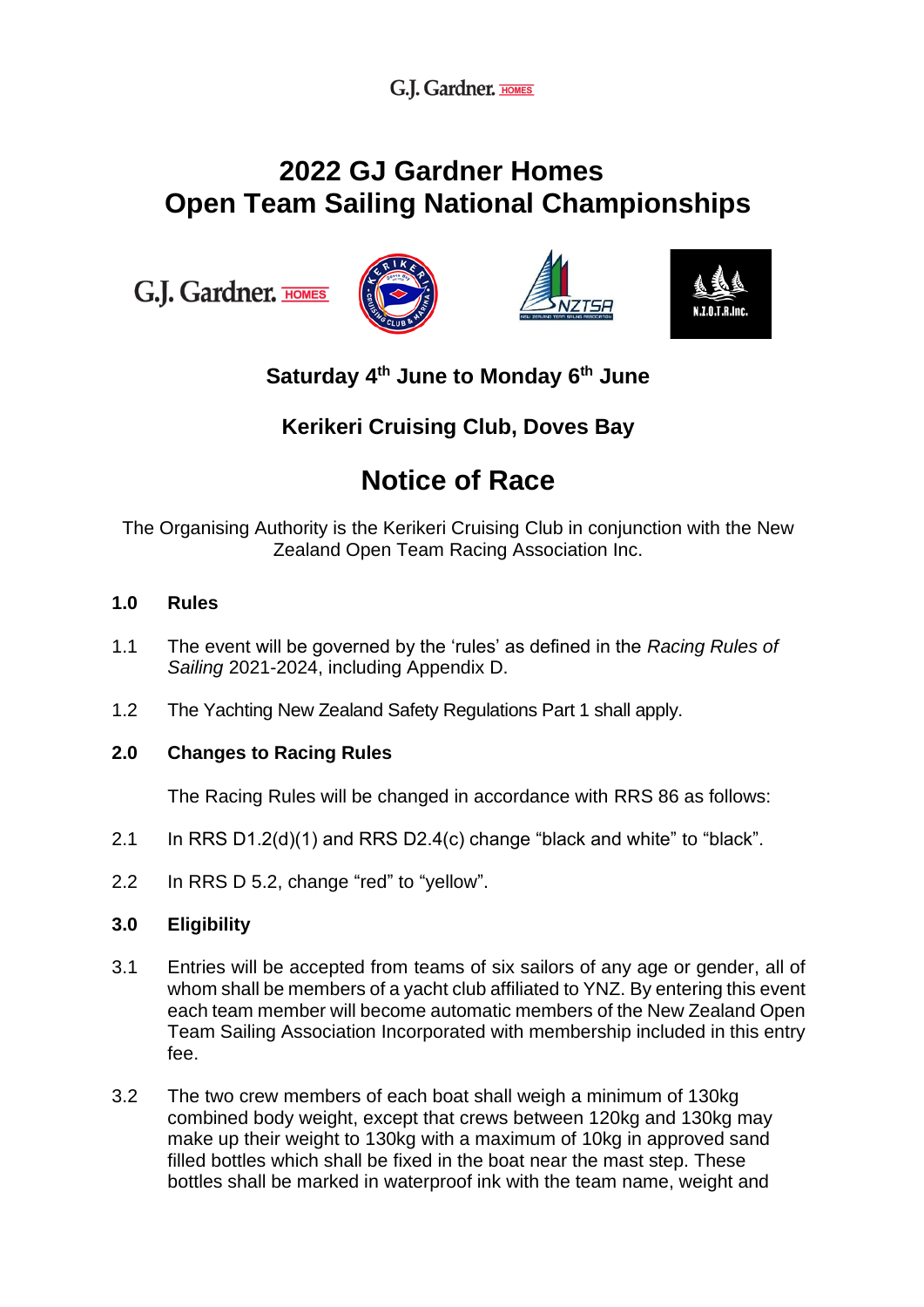# 2022 GJ Gardner Homes Open Team Sailing National Championships

### Saturday 4th June to Monday 6th June

### Kerikeri Cruising Club, Doves Bay

## Notice of Race

The Organising Authority is the Kerikeri Cruising Club in conjunction with the New Zealand Open Team Racing Association Inc.

**1.0 Rules**

1.1 The event will be governed by the 'rules' as defined in the *Racing Rules of Sailing* 2021-2024, including Appendix D.

1.2 The Yachting New Zealand Safety Regulations Part 1 shall apply.

**2.0 Changes to Racing Rules**

The Racing Rules will be changed in accordance with RRS 86 as follows:

2.1 In RRS D1.2(d)(1) and RRS D2.4(c) change "black and white" to "black".

2.2 In RRS D 5.2, change "red" to "yellow".

**3.0 Eligibility**

3.1 Entries will be accepted from teams of six sailors of any age or gender, all of whom shall be members of a yacht club affiliated to YNZ. By entering this event each team member will become automatic members of the New Zealand Open Team Sailing Association Incorporated with membership included in this entry fee.

3.2 The two crew members of each boat shall weigh a minimum of 130kg combined body weight, except that crews between 120kg and 130kg may make up their weight to 130kg with a maximum of 10kg in approved sand filled bottles which shall be fixed in the boat near the mast step. These bottles shall be marked in waterproof ink with the team name, weight and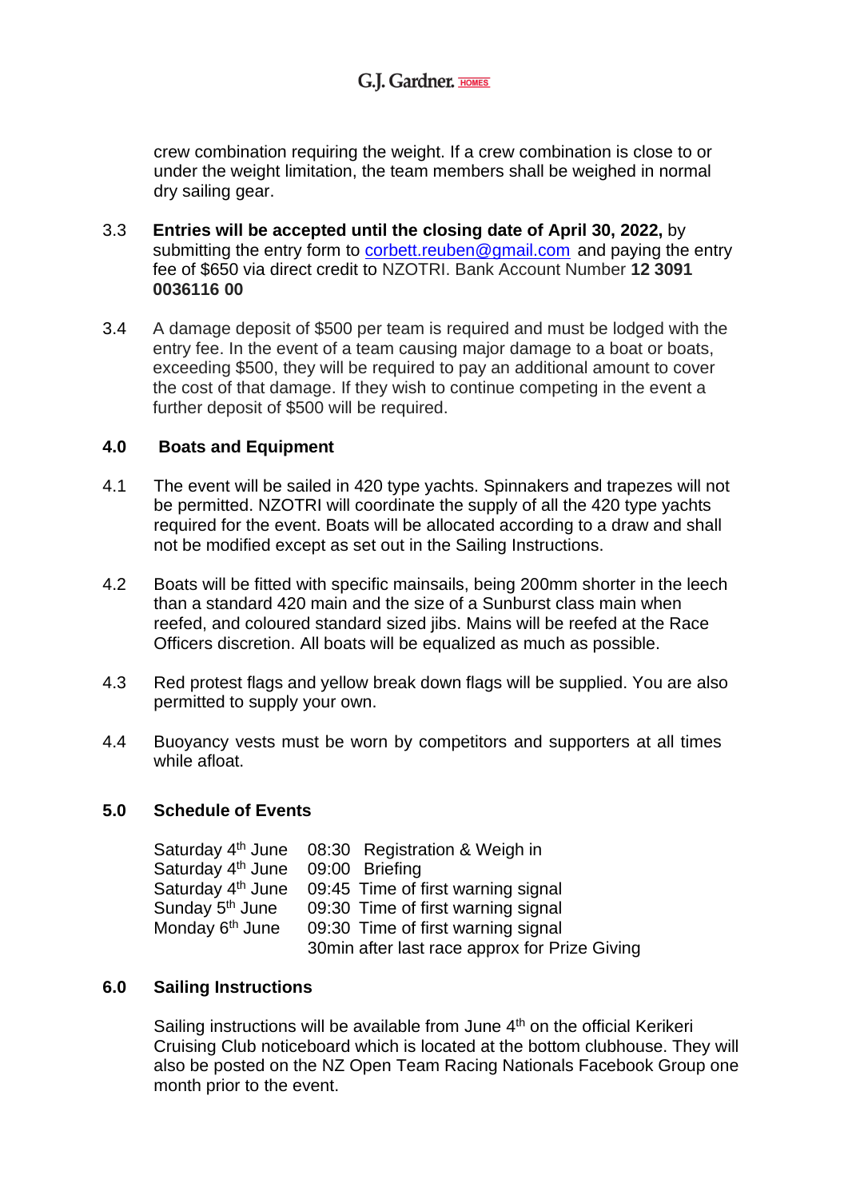crew combination requiring the weight. If a crew combination is close to or under the weight limitation, the team members shall be weighed in normal dry sailing gear.

3.3 **Entries will be accepted until the closing date of April 30, 2022,** by submitting the entry form to corbett.reuben@gmail.com and paying the entry fee of $650 via direct credit to NZOTRI. Bank Account Number **12 3091 0036116 00**

3.4 A damage deposit of $500 per team is required and must be lodged with the entry fee. In the event of a team causing major damage to a boat or boats, exceeding $500, they will be required to pay an additional amount to cover the cost of that damage. If they wish to continue competing in the event a further deposit of $500 will be required.

## 4.0 Boats and Equipment

4.1 The event will be sailed in 420 type yachts. Spinnakers and trapezes will not be permitted. NZOTRI will coordinate the supply of all the 420 type yachts required for the event. Boats will be allocated according to a draw and shall not be modified except as set out in the Sailing Instructions.

4.2 Boats will be fitted with specific mainsails, being 200mm shorter in the leech than a standard 420 main and the size of a Sunburst class main when reefed, and coloured standard sized jibs. Mains will be reefed at the Race Officers discretion. All boats will be equalized as much as possible.

4.3 Red protest flags and yellow break down flags will be supplied. You are also permitted to supply your own.

4.4 Buoyancy vests must be worn by competitors and supporters at all times while afloat.

## 5.0 Schedule of Events

| | | |
|---|---|---|
| Saturday 4th June | 08:30 | Registration & Weigh in |
| Saturday 4th June | 09:00 | Briefing |
| Saturday 4th June | 09:45 | Time of first warning signal |
| Sunday 5th June | 09:30 | Time of first warning signal |
| Monday 6th June | 09:30 | Time of first warning signal |
| | 30min after last race approx for Prize Giving | |

## 6.0 Sailing Instructions

Sailing instructions will be available from June 4th on the official Kerikeri Cruising Club noticeboard which is located at the bottom clubhouse. They will also be posted on the NZ Open Team Racing Nationals Facebook Group one month prior to the event.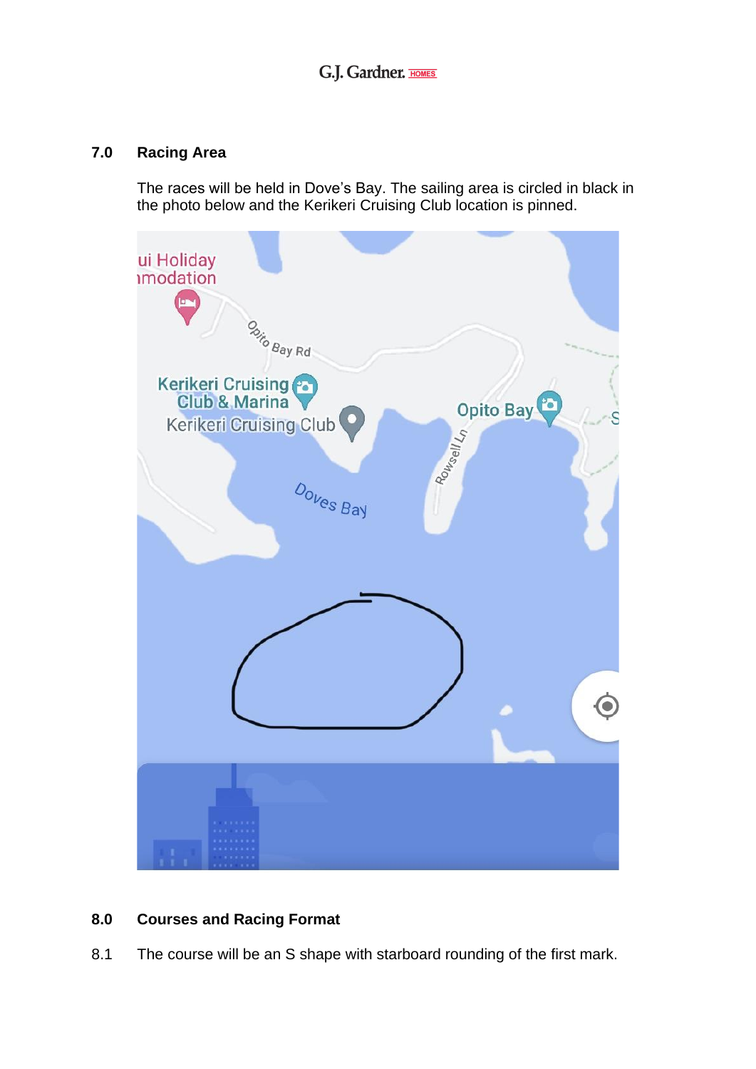## 7.0 Racing Area

The races will be held in Dove's Bay. The sailing area is circled in black in the photo below and the Kerikeri Cruising Club location is pinned.

## 8.0 Courses and Racing Format

8.1 The course will be an S shape with starboard rounding of the first mark.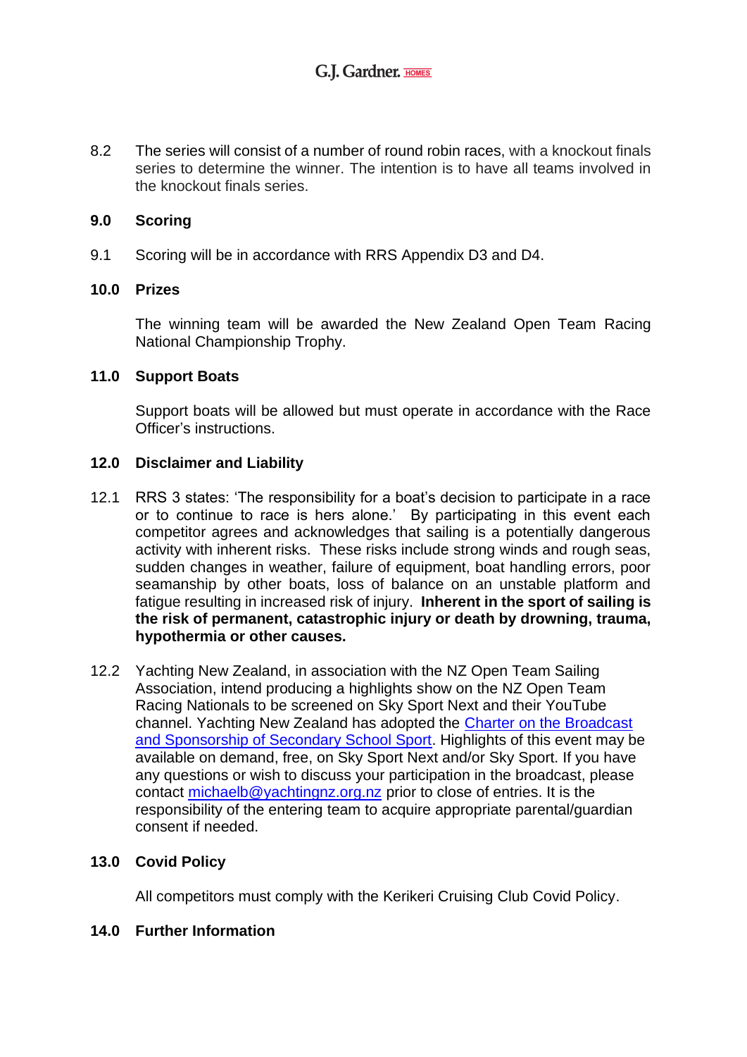8.2 The series will consist of a number of round robin races, with a knockout finals series to determine the winner. The intention is to have all teams involved in the knockout finals series.

## 9.0 Scoring

9.1 Scoring will be in accordance with RRS Appendix D3 and D4.

## 10.0 Prizes

The winning team will be awarded the New Zealand Open Team Racing National Championship Trophy.

## 11.0 Support Boats

Support boats will be allowed but must operate in accordance with the Race Officer's instructions.

## 12.0 Disclaimer and Liability

12.1 RRS 3 states: 'The responsibility for a boat's decision to participate in a race or to continue to race is hers alone.' By participating in this event each competitor agrees and acknowledges that sailing is a potentially dangerous activity with inherent risks. These risks include strong winds and rough seas, sudden changes in weather, failure of equipment, boat handling errors, poor seamanship by other boats, loss of balance on an unstable platform and fatigue resulting in increased risk of injury. **Inherent in the sport of sailing is the risk of permanent, catastrophic injury or death by drowning, trauma, hypothermia or other causes.**

12.2 Yachting New Zealand, in association with the NZ Open Team Sailing Association, intend producing a highlights show on the NZ Open Team Racing Nationals to be screened on Sky Sport Next and their YouTube channel. Yachting New Zealand has adopted the Charter on the Broadcast and Sponsorship of Secondary School Sport. Highlights of this event may be available on demand, free, on Sky Sport Next and/or Sky Sport. If you have any questions or wish to discuss your participation in the broadcast, please contact michaelb@yachtingnz.org.nz prior to close of entries. It is the responsibility of the entering team to acquire appropriate parental/guardian consent if needed.

## 13.0 Covid Policy

All competitors must comply with the Kerikeri Cruising Club Covid Policy.

## 14.0 Further Information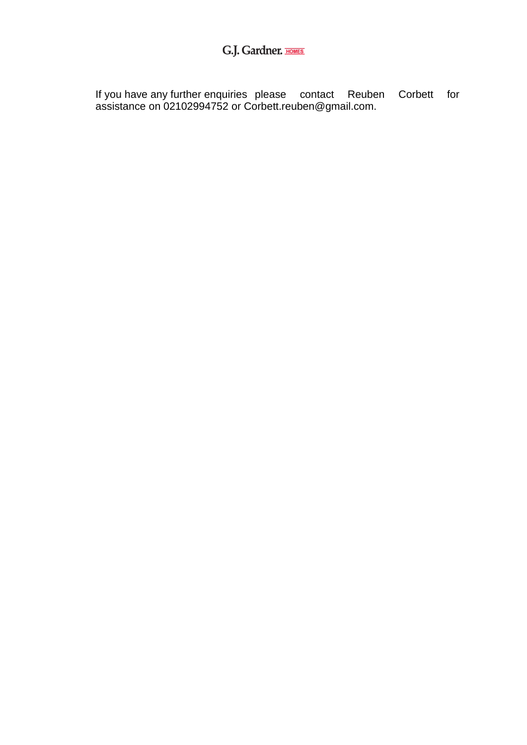G.J. Gardner. HOMES

If you have any further enquiries please contact Reuben Corbett for assistance on 02102994752 or Corbett.reuben@gmail.com.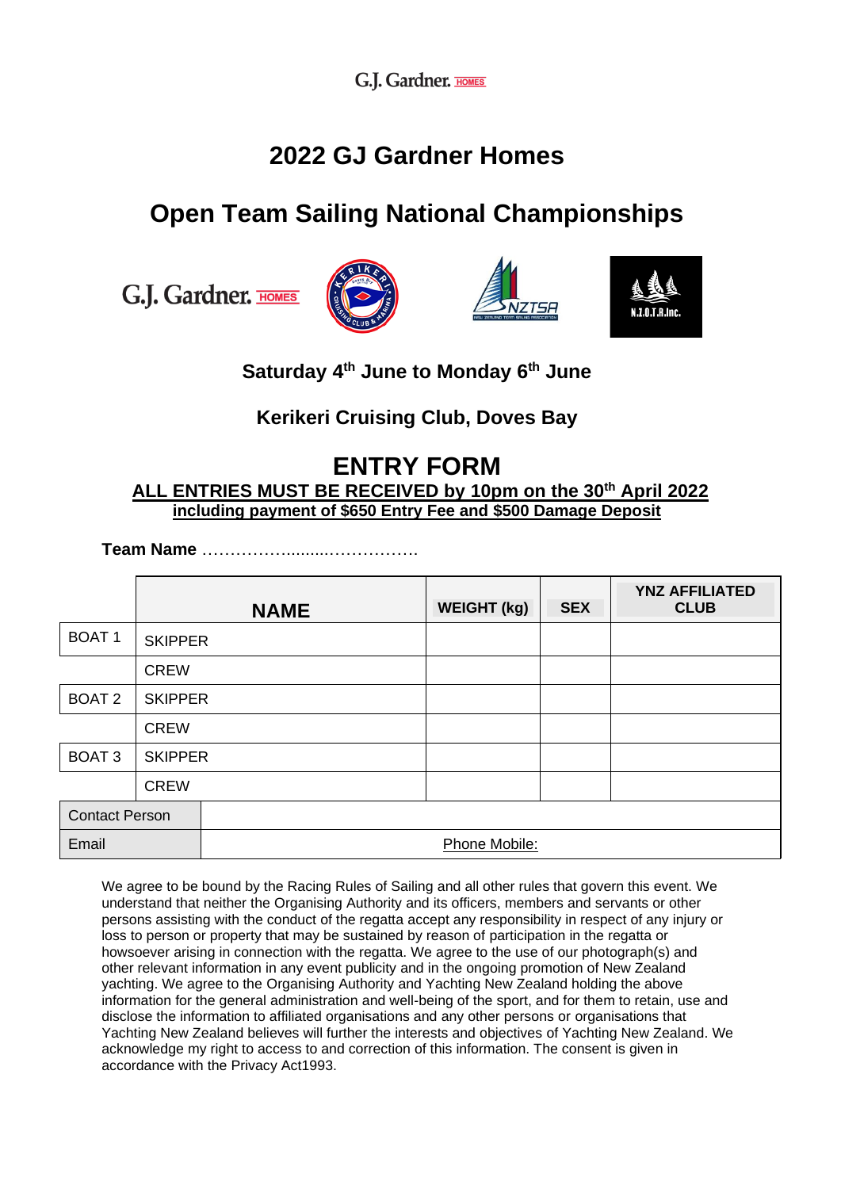G.J. Gardner. HOMES

# 2022 GJ Gardner Homes

# Open Team Sailing National Championships

G.J. Gardner. HOMES

**Saturday 4th June to Monday 6th June**

**Kerikeri Cruising Club, Doves Bay**

## ENTRY FORM

**ALL ENTRIES MUST BE RECEIVED by 10pm on the 30th April 2022**
**including payment of $650 Entry Fee and $500 Damage Deposit**

**Team Name** …………………..........…………….

| | NAME | WEIGHT (kg) | SEX | YNZ AFFILIATED CLUB |
|---|---|---|---|---|
| BOAT 1 | SKIPPER | | | |
| | CREW | | | |
| BOAT 2 | SKIPPER | | | |
| | CREW | | | |
| BOAT 3 | SKIPPER | | | |
| | CREW | | | |

| | | |
|---|---|---|
| Contact Person | | |
| Email | | Phone Mobile: |

We agree to be bound by the Racing Rules of Sailing and all other rules that govern this event. We understand that neither the Organising Authority and its officers, members and servants or other persons assisting with the conduct of the regatta accept any responsibility in respect of any injury or loss to person or property that may be sustained by reason of participation in the regatta or howsoever arising in connection with the regatta. We agree to the use of our photograph(s) and other relevant information in any event publicity and in the ongoing promotion of New Zealand yachting. We agree to the Organising Authority and Yachting New Zealand holding the above information for the general administration and well-being of the sport, and for them to retain, use and disclose the information to affiliated organisations and any other persons or organisations that Yachting New Zealand believes will further the interests and objectives of Yachting New Zealand. We acknowledge my right to access to and correction of this information. The consent is given in accordance with the Privacy Act1993.